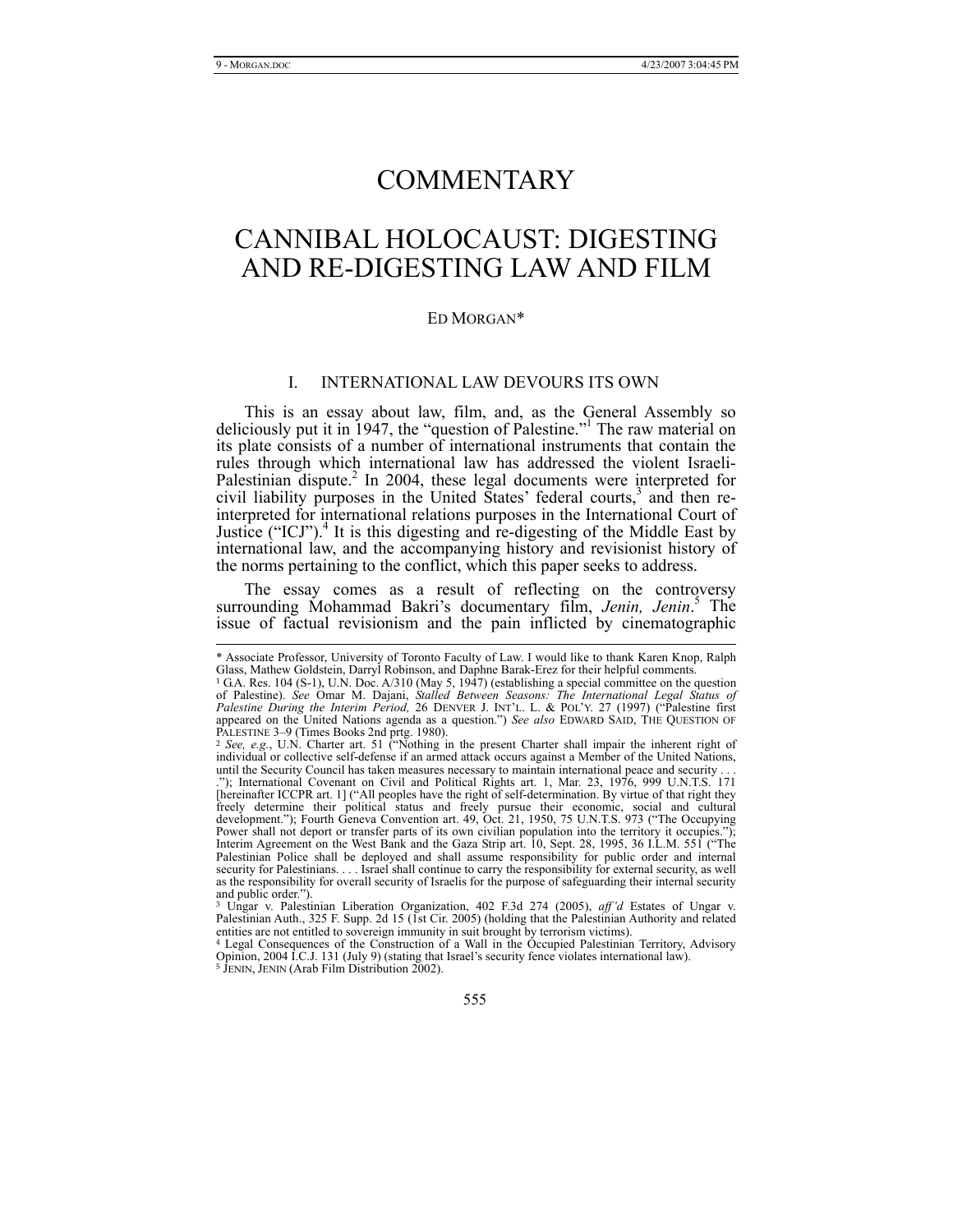# COMMENTARY

# CANNIBAL HOLOCAUST: DIGESTING AND RE-DIGESTING LAW AND FILM

ED MORGAN*

## I. INTERNATIONAL LAW DEVOURS ITS OWN

This is an essay about law, film, and, as the General Assembly so deliciously put it in 1947, the "question of Palestine."[1] The raw material on its plate consists of a number of international instruments that contain the rules through which international law has addressed the violent Israeli-Palestinian dispute.[2] In 2004, these legal documents were interpreted for civil liability purposes in the United States' federal courts,[3] and then re-interpreted for international relations purposes in the International Court of Justice ("ICJ").[4] It is this digesting and re-digesting of the Middle East by international law, and the accompanying history and revisionist history of the norms pertaining to the conflict, which this paper seeks to address.

The essay comes as a result of reflecting on the controversy surrounding Mohammad Bakri's documentary film, *Jenin, Jenin*.[5] The issue of factual revisionism and the pain inflicted by cinematographic

---

\* Associate Professor, University of Toronto Faculty of Law. I would like to thank Karen Knop, Ralph Glass, Mathew Goldstein, Darryl Robinson, and Daphne Barak-Erez for their helpful comments.

[1] G.A. Res. 104 (S-1), U.N. Doc. A/310 (May 5, 1947) (establishing a special committee on the question of Palestine). *See* Omar M. Dajani, *Stalled Between Seasons: The International Legal Status of Palestine During the Interim Period,* 26 DENVER J. INT'L. L. & POL'Y. 27 (1997) ("Palestine first appeared on the United Nations agenda as a question.") *See also* EDWARD SAID, THE QUESTION OF PALESTINE 3–9 (Times Books 2nd prtg. 1980).

[2] *See, e.g.*, U.N. Charter art. 51 ("Nothing in the present Charter shall impair the inherent right of individual or collective self-defense if an armed attack occurs against a Member of the United Nations, until the Security Council has taken measures necessary to maintain international peace and security . . . ."); International Covenant on Civil and Political Rights art. 1, Mar. 23, 1976, 999 U.N.T.S. 171 [hereinafter ICCPR art. 1] ("All peoples have the right of self-determination. By virtue of that right they freely determine their political status and freely pursue their economic, social and cultural development."); Fourth Geneva Convention art. 49, Oct. 21, 1950, 75 U.N.T.S. 973 ("The Occupying Power shall not deport or transfer parts of its own civilian population into the territory it occupies."); Interim Agreement on the West Bank and the Gaza Strip art. 10, Sept. 28, 1995, 36 I.L.M. 551 ("The Palestinian Police shall be deployed and shall assume responsibility for public order and internal security for Palestinians. . . . Israel shall continue to carry the responsibility for external security, as well as the responsibility for overall security of Israelis for the purpose of safeguarding their internal security and public order.").

[3] Ungar v. Palestinian Liberation Organization, 402 F.3d 274 (2005), *aff'd* Estates of Ungar v. Palestinian Auth., 325 F. Supp. 2d 15 (1st Cir. 2005) (holding that the Palestinian Authority and related entities are not entitled to sovereign immunity in suit brought by terrorism victims).

[4] Legal Consequences of the Construction of a Wall in the Occupied Palestinian Territory, Advisory Opinion, 2004 I.C.J. 131 (July 9) (stating that Israel's security fence violates international law).

[5] JENIN, JENIN (Arab Film Distribution 2002).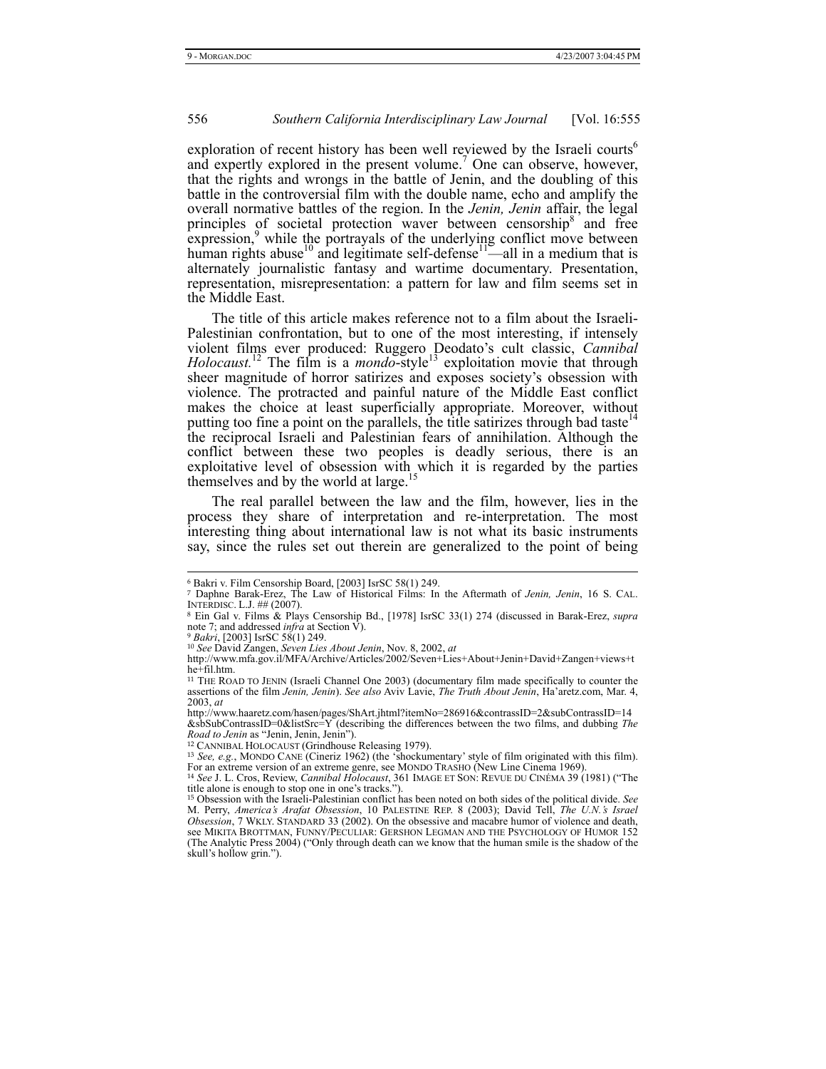exploration of recent history has been well reviewed by the Israeli courts[6] and expertly explored in the present volume.[7] One can observe, however, that the rights and wrongs in the battle of Jenin, and the doubling of this battle in the controversial film with the double name, echo and amplify the overall normative battles of the region. In the *Jenin, Jenin* affair, the legal principles of societal protection waver between censorship[8] and free expression,[9] while the portrayals of the underlying conflict move between human rights abuse[10] and legitimate self-defense[11]—all in a medium that is alternately journalistic fantasy and wartime documentary. Presentation, representation, misrepresentation: a pattern for law and film seems set in the Middle East.

The title of this article makes reference not to a film about the Israeli-Palestinian confrontation, but to one of the most interesting, if intensely violent films ever produced: Ruggero Deodato's cult classic, *Cannibal Holocaust.*[12] The film is a *mondo*-style[13] exploitation movie that through sheer magnitude of horror satirizes and exposes society's obsession with violence. The protracted and painful nature of the Middle East conflict makes the choice at least superficially appropriate. Moreover, without putting too fine a point on the parallels, the title satirizes through bad taste[14] the reciprocal Israeli and Palestinian fears of annihilation. Although the conflict between these two peoples is deadly serious, there is an exploitative level of obsession with which it is regarded by the parties themselves and by the world at large.[15]

The real parallel between the law and the film, however, lies in the process they share of interpretation and re-interpretation. The most interesting thing about international law is not what its basic instruments say, since the rules set out therein are generalized to the point of being

---

[6] Bakri v. Film Censorship Board, [2003] IsrSC 58(1) 249.

[7] Daphne Barak-Erez, The Law of Historical Films: In the Aftermath of *Jenin, Jenin*, 16 S. CAL. INTERDISC. L.J. ## (2007).

[8] Ein Gal v. Films & Plays Censorship Bd., [1978] IsrSC 33(1) 274 (discussed in Barak-Erez, *supra* note 7; and addressed *infra* at Section V).

[9] *Bakri*, [2003] IsrSC 58(1) 249.

[10] *See* David Zangen, *Seven Lies About Jenin*, Nov. 8, 2002, *at* http://www.mfa.gov.il/MFA/Archive/Articles/2002/Seven+Lies+About+Jenin+David+Zangen+views+the+fil.htm.

[11] THE ROAD TO JENIN (Israeli Channel One 2003) (documentary film made specifically to counter the assertions of the film *Jenin, Jenin*). *See also* Aviv Lavie, *The Truth About Jenin*, Ha'aretz.com, Mar. 4, 2003, *at* http://www.haaretz.com/hasen/pages/ShArt.jhtml?itemNo=286916&contrassID=2&subContrassID=14&sbSubContrassID=0&listSrc=Y (describing the differences between the two films, and dubbing *The Road to Jenin* as "Jenin, Jenin, Jenin").

[12] CANNIBAL HOLOCAUST (Grindhouse Releasing 1979).

[13] *See, e.g.*, MONDO CANE (Cineriz 1962) (the 'shockumentary' style of film originated with this film). For an extreme version of an extreme genre, see MONDO TRASHO (New Line Cinema 1969).

[14] *See* J. L. Cros, Review, *Cannibal Holocaust*, 361 IMAGE ET SON: REVUE DU CINÉMA 39 (1981) ("The title alone is enough to stop one in one's tracks.").

[15] Obsession with the Israeli-Palestinian conflict has been noted on both sides of the political divide. *See* M. Perry, *America's Arafat Obsession*, 10 PALESTINE REP. 8 (2003); David Tell, *The U.N.'s Israel Obsession*, 7 WKLY. STANDARD 33 (2002). On the obsessive and macabre humor of violence and death, see MIKITA BROTTMAN, FUNNY/PECULIAR: GERSHON LEGMAN AND THE PSYCHOLOGY OF HUMOR 152 (The Analytic Press 2004) ("Only through death can we know that the human smile is the shadow of the skull's hollow grin.").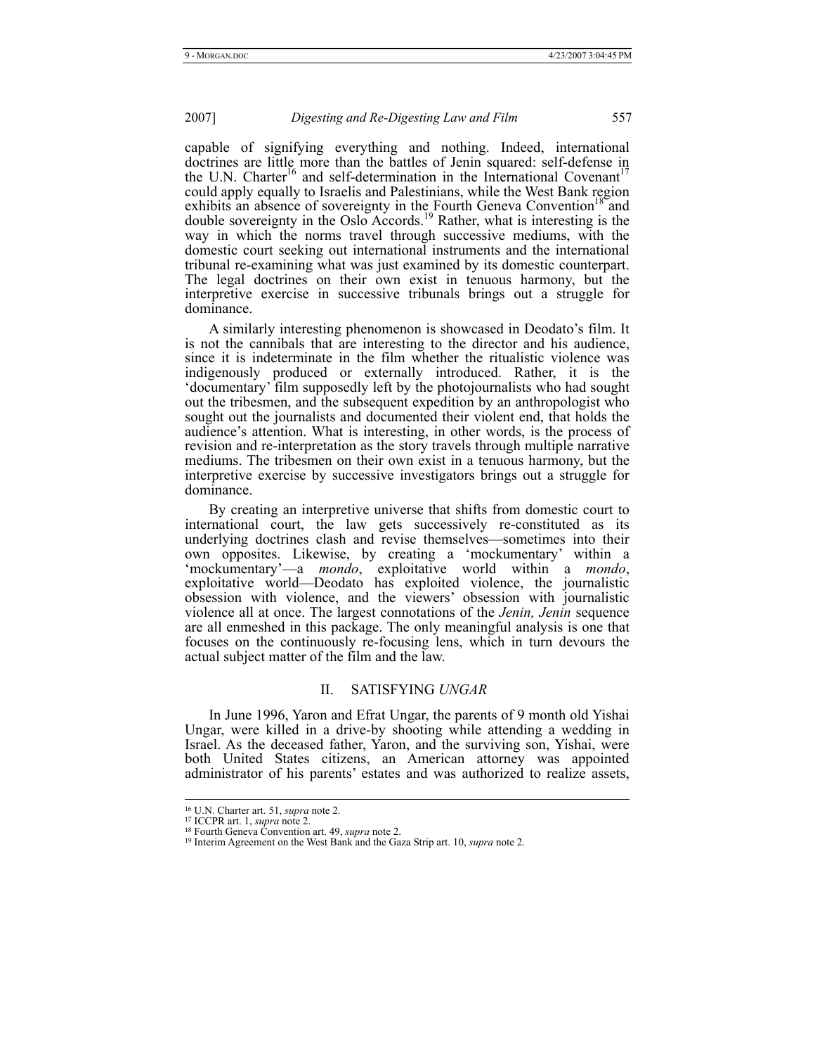capable of signifying everything and nothing. Indeed, international doctrines are little more than the battles of Jenin squared: self-defense in the U.N. Charter[16] and self-determination in the International Covenant[17] could apply equally to Israelis and Palestinians, while the West Bank region exhibits an absence of sovereignty in the Fourth Geneva Convention[18] and double sovereignty in the Oslo Accords.[19] Rather, what is interesting is the way in which the norms travel through successive mediums, with the domestic court seeking out international instruments and the international tribunal re-examining what was just examined by its domestic counterpart. The legal doctrines on their own exist in tenuous harmony, but the interpretive exercise in successive tribunals brings out a struggle for dominance.

A similarly interesting phenomenon is showcased in Deodato's film. It is not the cannibals that are interesting to the director and his audience, since it is indeterminate in the film whether the ritualistic violence was indigenously produced or externally introduced. Rather, it is the 'documentary' film supposedly left by the photojournalists who had sought out the tribesmen, and the subsequent expedition by an anthropologist who sought out the journalists and documented their violent end, that holds the audience's attention. What is interesting, in other words, is the process of revision and re-interpretation as the story travels through multiple narrative mediums. The tribesmen on their own exist in a tenuous harmony, but the interpretive exercise by successive investigators brings out a struggle for dominance.

By creating an interpretive universe that shifts from domestic court to international court, the law gets successively re-constituted as its underlying doctrines clash and revise themselves—sometimes into their own opposites. Likewise, by creating a 'mockumentary' within a 'mockumentary'—a *mondo*, exploitative world within a *mondo*, exploitative world—Deodato has exploited violence, the journalistic obsession with violence, and the viewers' obsession with journalistic violence all at once. The largest connotations of the *Jenin, Jenin* sequence are all enmeshed in this package. The only meaningful analysis is one that focuses on the continuously re-focusing lens, which in turn devours the actual subject matter of the film and the law.

## II. SATISFYING *UNGAR*

In June 1996, Yaron and Efrat Ungar, the parents of 9 month old Yishai Ungar, were killed in a drive-by shooting while attending a wedding in Israel. As the deceased father, Yaron, and the surviving son, Yishai, were both United States citizens, an American attorney was appointed administrator of his parents' estates and was authorized to realize assets,

---

[16] U.N. Charter art. 51, *supra* note 2.

[17] ICCPR art. 1, *supra* note 2.

[18] Fourth Geneva Convention art. 49, *supra* note 2.

[19] Interim Agreement on the West Bank and the Gaza Strip art. 10, *supra* note 2.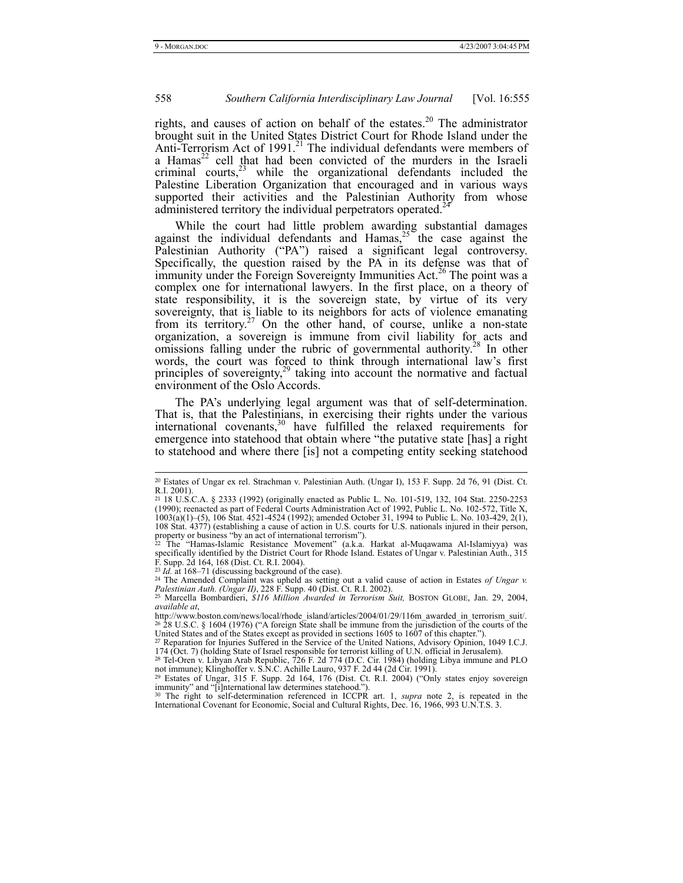rights, and causes of action on behalf of the estates.[20] The administrator brought suit in the United States District Court for Rhode Island under the Anti-Terrorism Act of 1991.[21] The individual defendants were members of a Hamas[22] cell that had been convicted of the murders in the Israeli criminal courts,[23] while the organizational defendants included the Palestine Liberation Organization that encouraged and in various ways supported their activities and the Palestinian Authority from whose administered territory the individual perpetrators operated.[24]

While the court had little problem awarding substantial damages against the individual defendants and Hamas,[25] the case against the Palestinian Authority ("PA") raised a significant legal controversy. Specifically, the question raised by the PA in its defense was that of immunity under the Foreign Sovereignty Immunities Act.[26] The point was a complex one for international lawyers. In the first place, on a theory of state responsibility, it is the sovereign state, by virtue of its very sovereignty, that is liable to its neighbors for acts of violence emanating from its territory.[27] On the other hand, of course, unlike a non-state organization, a sovereign is immune from civil liability for acts and omissions falling under the rubric of governmental authority.[28] In other words, the court was forced to think through international law's first principles of sovereignty,[29] taking into account the normative and factual environment of the Oslo Accords.

The PA's underlying legal argument was that of self-determination. That is, that the Palestinians, in exercising their rights under the various international covenants,[30] have fulfilled the relaxed requirements for emergence into statehood that obtain where "the putative state [has] a right to statehood and where there [is] not a competing entity seeking statehood

---

[20] Estates of Ungar ex rel. Strachman v. Palestinian Auth. (Ungar I), 153 F. Supp. 2d 76, 91 (Dist. Ct. R.I. 2001).

[21] 18 U.S.C.A. § 2333 (1992) (originally enacted as Public L. No. 101-519, 132, 104 Stat. 2250-2253 (1990); reenacted as part of Federal Courts Administration Act of 1992, Public L. No. 102-572, Title X, 1003(a)(1)–(5), 106 Stat. 4521-4524 (1992); amended October 31, 1994 to Public L. No. 103-429, 2(1), 108 Stat. 4377) (establishing a cause of action in U.S. courts for U.S. nationals injured in their person, property or business "by an act of international terrorism").

[22] The "Hamas-Islamic Resistance Movement" (a.k.a. Harkat al-Muqawama Al-Islamiyya) was specifically identified by the District Court for Rhode Island. Estates of Ungar v. Palestinian Auth., 315 F. Supp. 2d 164, 168 (Dist. Ct. R.I. 2004).

[23] *Id.* at 168–71 (discussing background of the case).

[24] The Amended Complaint was upheld as setting out a valid cause of action in Estates *of Ungar v. Palestinian Auth. (Ungar II)*, 228 F. Supp. 40 (Dist. Ct. R.I. 2002).

[25] Marcella Bombardieri, *$116 Million Awarded in Terrorism Suit,* BOSTON GLOBE, Jan. 29, 2004, *available at*, http://www.boston.com/news/local/rhode_island/articles/2004/01/29/116m_awarded_in_terrorism_suit/.

[26] 28 U.S.C. § 1604 (1976) ("A foreign State shall be immune from the jurisdiction of the courts of the United States and of the States except as provided in sections 1605 to 1607 of this chapter.").

[27] Reparation for Injuries Suffered in the Service of the United Nations, Advisory Opinion, 1049 I.C.J. 174 (Oct. 7) (holding State of Israel responsible for terrorist killing of U.N. official in Jerusalem).

[28] Tel-Oren v. Libyan Arab Republic, 726 F. 2d 774 (D.C. Cir. 1984) (holding Libya immune and PLO not immune); Klinghoffer v. S.N.C. Achille Lauro, 937 F. 2d 44 (2d Cir. 1991).

[29] Estates of Ungar, 315 F. Supp. 2d 164, 176 (Dist. Ct. R.I. 2004) ("Only states enjoy sovereign immunity" and "[i]nternational law determines statehood.").

[30] The right to self-determination referenced in ICCPR art. 1, *supra* note 2, is repeated in the International Covenant for Economic, Social and Cultural Rights, Dec. 16, 1966, 993 U.N.T.S. 3.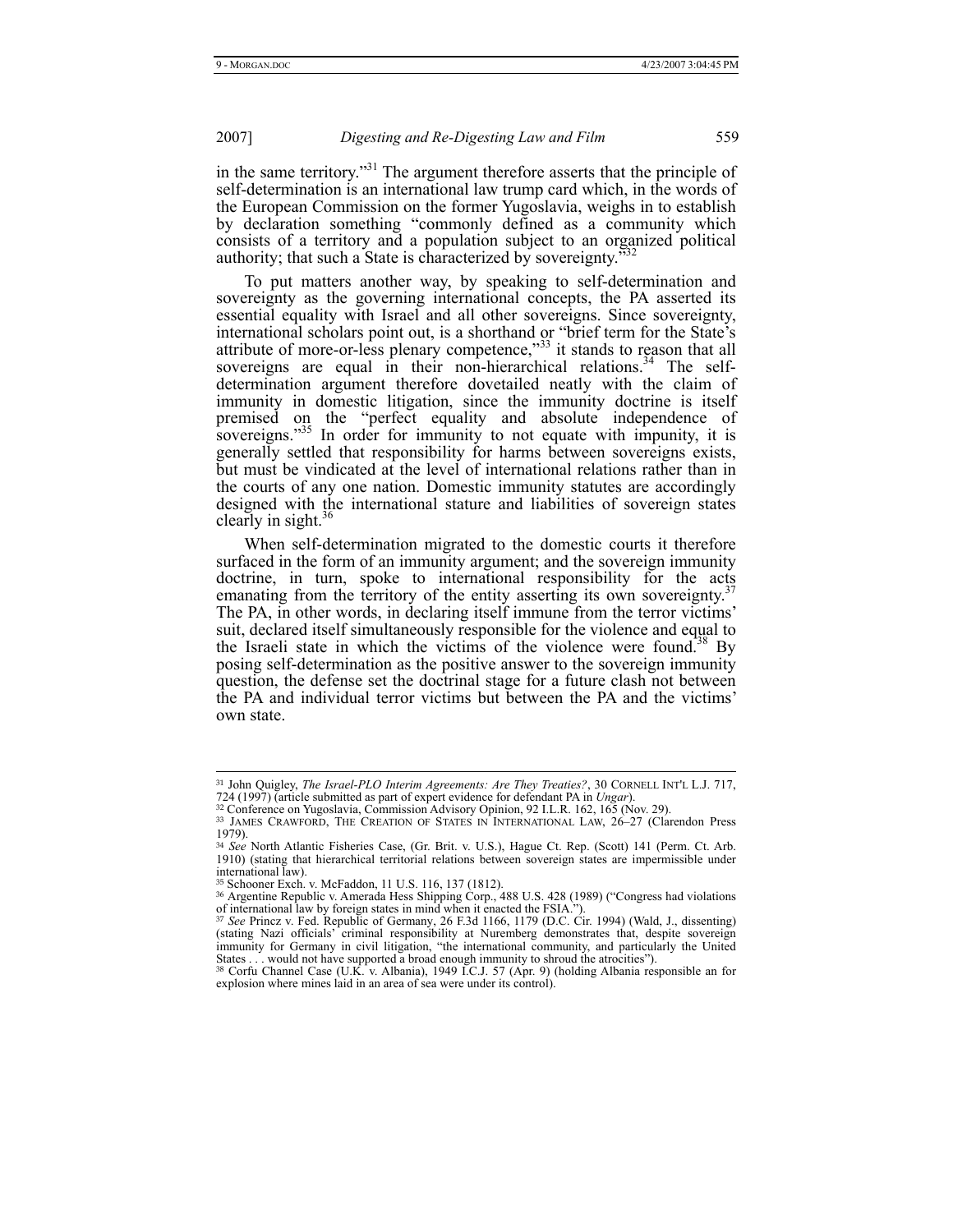in the same territory."[31] The argument therefore asserts that the principle of self-determination is an international law trump card which, in the words of the European Commission on the former Yugoslavia, weighs in to establish by declaration something "commonly defined as a community which consists of a territory and a population subject to an organized political authority; that such a State is characterized by sovereignty."[32]

To put matters another way, by speaking to self-determination and sovereignty as the governing international concepts, the PA asserted its essential equality with Israel and all other sovereigns. Since sovereignty, international scholars point out, is a shorthand or "brief term for the State's attribute of more-or-less plenary competence,"[33] it stands to reason that all sovereigns are equal in their non-hierarchical relations.[34] The self-determination argument therefore dovetailed neatly with the claim of immunity in domestic litigation, since the immunity doctrine is itself premised on the "perfect equality and absolute independence of sovereigns."[35] In order for immunity to not equate with impunity, it is generally settled that responsibility for harms between sovereigns exists, but must be vindicated at the level of international relations rather than in the courts of any one nation. Domestic immunity statutes are accordingly designed with the international stature and liabilities of sovereign states clearly in sight.[36]

When self-determination migrated to the domestic courts it therefore surfaced in the form of an immunity argument; and the sovereign immunity doctrine, in turn, spoke to international responsibility for the acts emanating from the territory of the entity asserting its own sovereignty.[37] The PA, in other words, in declaring itself immune from the terror victims' suit, declared itself simultaneously responsible for the violence and equal to the Israeli state in which the victims of the violence were found.[38] By posing self-determination as the positive answer to the sovereign immunity question, the defense set the doctrinal stage for a future clash not between the PA and individual terror victims but between the PA and the victims' own state.

---

[31] John Quigley, *The Israel-PLO Interim Agreements: Are They Treaties?*, 30 CORNELL INT'L L.J. 717, 724 (1997) (article submitted as part of expert evidence for defendant PA in *Ungar*).

[32] Conference on Yugoslavia, Commission Advisory Opinion, 92 I.L.R. 162, 165 (Nov. 29).

[33] JAMES CRAWFORD, THE CREATION OF STATES IN INTERNATIONAL LAW, 26–27 (Clarendon Press 1979).

[34] *See* North Atlantic Fisheries Case, (Gr. Brit. v. U.S.), Hague Ct. Rep. (Scott) 141 (Perm. Ct. Arb. 1910) (stating that hierarchical territorial relations between sovereign states are impermissible under international law).

[35] Schooner Exch. v. McFaddon, 11 U.S. 116, 137 (1812).

[36] Argentine Republic v. Amerada Hess Shipping Corp., 488 U.S. 428 (1989) ("Congress had violations of international law by foreign states in mind when it enacted the FSIA.").

[37] *See* Princz v. Fed. Republic of Germany, 26 F.3d 1166, 1179 (D.C. Cir. 1994) (Wald, J., dissenting) (stating Nazi officials' criminal responsibility at Nuremberg demonstrates that, despite sovereign immunity for Germany in civil litigation, "the international community, and particularly the United States . . . would not have supported a broad enough immunity to shroud the atrocities").

[38] Corfu Channel Case (U.K. v. Albania), 1949 I.C.J. 57 (Apr. 9) (holding Albania responsible an for explosion where mines laid in an area of sea were under its control).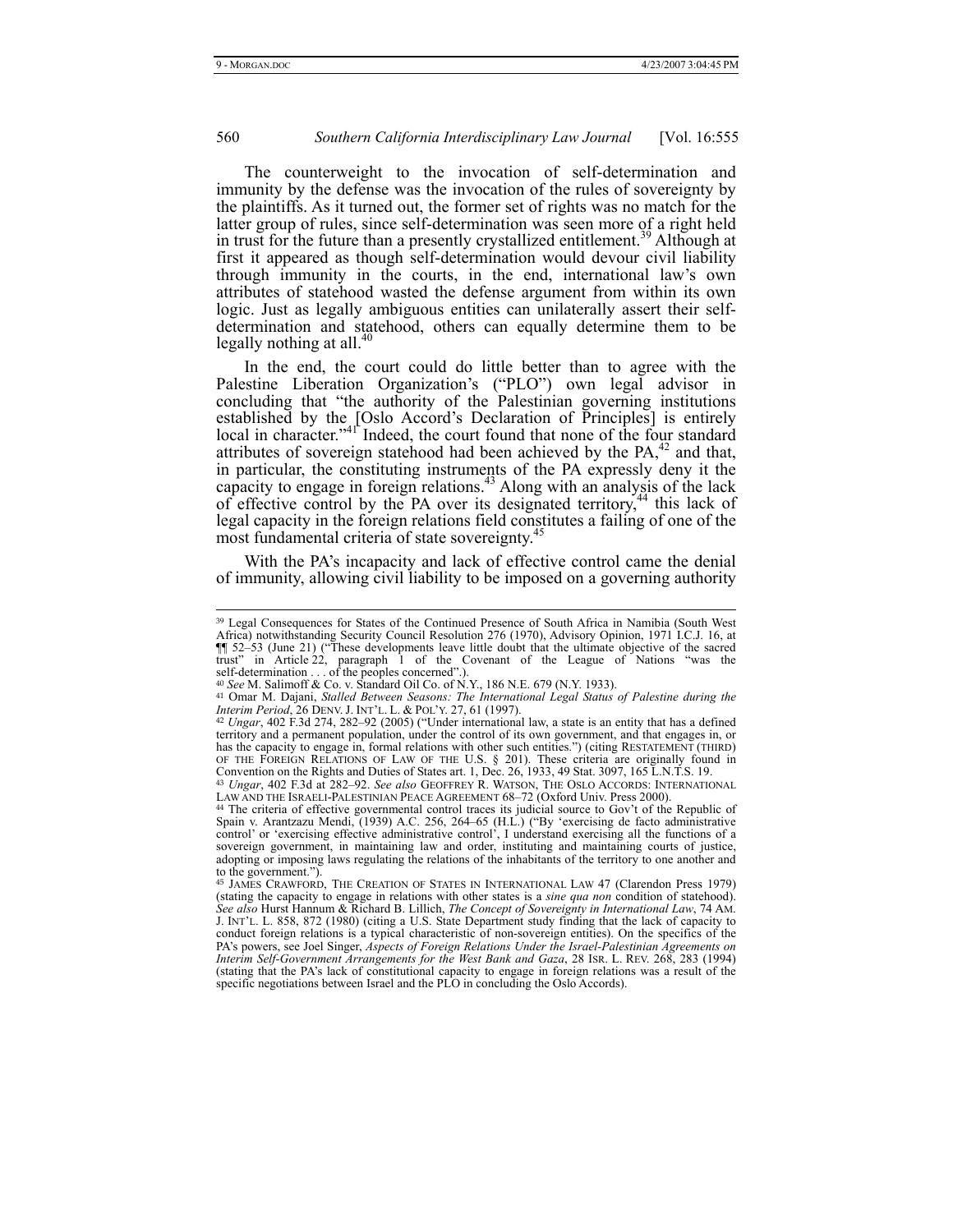The counterweight to the invocation of self-determination and immunity by the defense was the invocation of the rules of sovereignty by the plaintiffs. As it turned out, the former set of rights was no match for the latter group of rules, since self-determination was seen more of a right held in trust for the future than a presently crystallized entitlement.[39] Although at first it appeared as though self-determination would devour civil liability through immunity in the courts, in the end, international law's own attributes of statehood wasted the defense argument from within its own logic. Just as legally ambiguous entities can unilaterally assert their self-determination and statehood, others can equally determine them to be legally nothing at all.[40]

In the end, the court could do little better than to agree with the Palestine Liberation Organization's ("PLO") own legal advisor in concluding that "the authority of the Palestinian governing institutions established by the [Oslo Accord's Declaration of Principles] is entirely local in character."[41] Indeed, the court found that none of the four standard attributes of sovereign statehood had been achieved by the PA,[42] and that, in particular, the constituting instruments of the PA expressly deny it the capacity to engage in foreign relations.[43] Along with an analysis of the lack of effective control by the PA over its designated territory,[44] this lack of legal capacity in the foreign relations field constitutes a failing of one of the most fundamental criteria of state sovereignty.[45]

With the PA's incapacity and lack of effective control came the denial of immunity, allowing civil liability to be imposed on a governing authority

---

[39] Legal Consequences for States of the Continued Presence of South Africa in Namibia (South West Africa) notwithstanding Security Council Resolution 276 (1970), Advisory Opinion, 1971 I.C.J. 16, at ¶¶ 52–53 (June 21) ("These developments leave little doubt that the ultimate objective of the sacred trust" in Article 22, paragraph 1 of the Covenant of the League of Nations "was the self-determination . . . of the peoples concerned".).

[40] *See* M. Salimoff & Co. v. Standard Oil Co. of N.Y., 186 N.E. 679 (N.Y. 1933).

[41] Omar M. Dajani, *Stalled Between Seasons: The International Legal Status of Palestine during the Interim Period*, 26 DENV. J. INT'L. L. & POL'Y. 27, 61 (1997).

[42] *Ungar*, 402 F.3d 274, 282–92 (2005) ("Under international law, a state is an entity that has a defined territory and a permanent population, under the control of its own government, and that engages in, or has the capacity to engage in, formal relations with other such entities.") (citing RESTATEMENT (THIRD) OF THE FOREIGN RELATIONS OF LAW OF THE U.S. § 201). These criteria are originally found in Convention on the Rights and Duties of States art. 1, Dec. 26, 1933, 49 Stat. 3097, 165 L.N.T.S. 19.

[43] *Ungar*, 402 F.3d at 282–92. *See also* GEOFFREY R. WATSON, THE OSLO ACCORDS: INTERNATIONAL LAW AND THE ISRAELI-PALESTINIAN PEACE AGREEMENT 68–72 (Oxford Univ. Press 2000).

[44] The criteria of effective governmental control traces its judicial source to Gov't of the Republic of Spain v. Arantzazu Mendi, (1939) A.C. 256, 264–65 (H.L.) ("By 'exercising de facto administrative control' or 'exercising effective administrative control', I understand exercising all the functions of a sovereign government, in maintaining law and order, instituting and maintaining courts of justice, adopting or imposing laws regulating the relations of the inhabitants of the territory to one another and to the government.").

[45] JAMES CRAWFORD, THE CREATION OF STATES IN INTERNATIONAL LAW 47 (Clarendon Press 1979) (stating the capacity to engage in relations with other states is a *sine qua non* condition of statehood). *See also* Hurst Hannum & Richard B. Lillich, *The Concept of Sovereignty in International Law*, 74 AM. J. INT'L. L. 858, 872 (1980) (citing a U.S. State Department study finding that the lack of capacity to conduct foreign relations is a typical characteristic of non-sovereign entities). On the specifics of the PA's powers, see Joel Singer, *Aspects of Foreign Relations Under the Israel-Palestinian Agreements on Interim Self-Government Arrangements for the West Bank and Gaza*, 28 ISR. L. REV. 268, 283 (1994) (stating that the PA's lack of constitutional capacity to engage in foreign relations was a result of the specific negotiations between Israel and the PLO in concluding the Oslo Accords).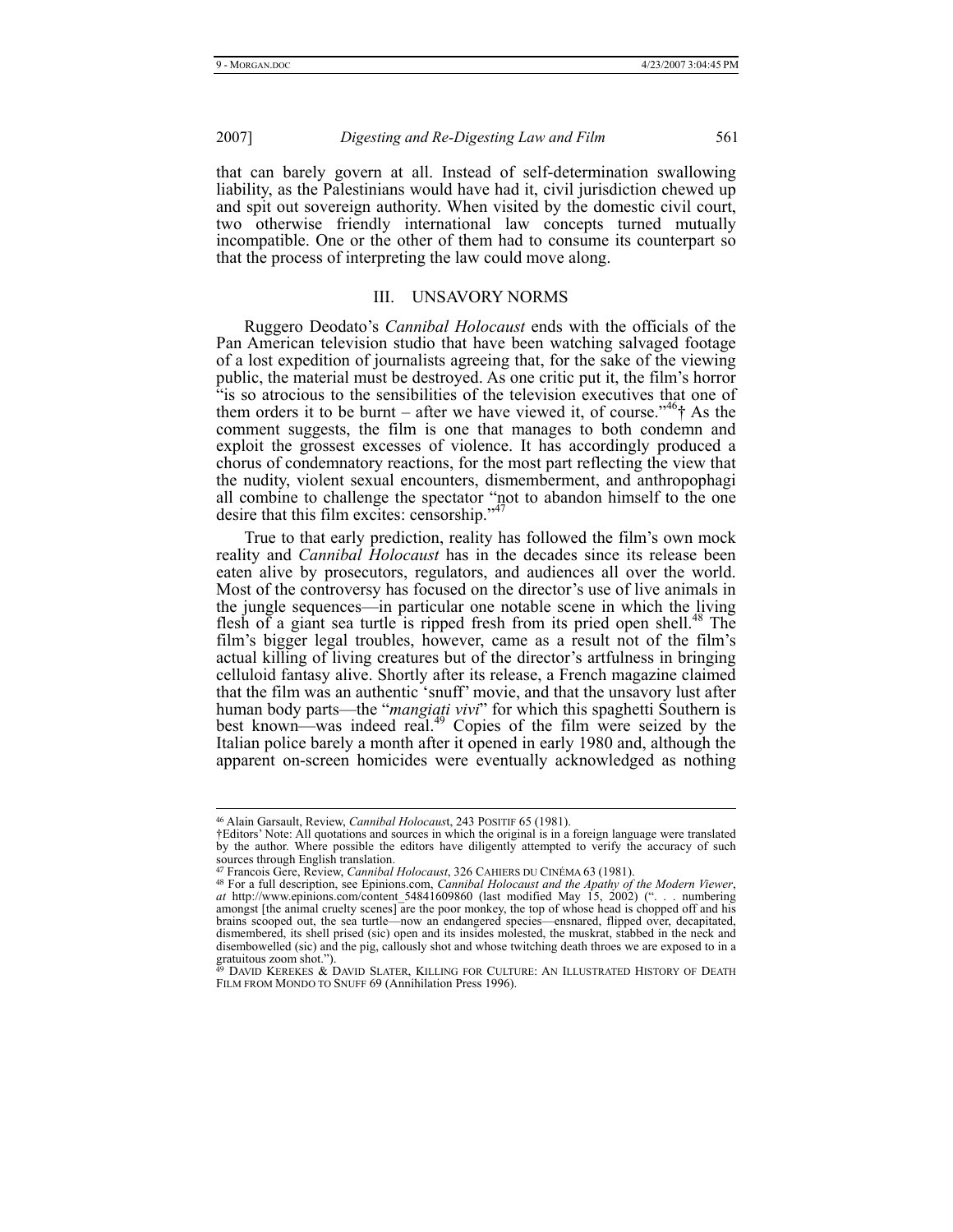that can barely govern at all. Instead of self-determination swallowing liability, as the Palestinians would have had it, civil jurisdiction chewed up and spit out sovereign authority. When visited by the domestic civil court, two otherwise friendly international law concepts turned mutually incompatible. One or the other of them had to consume its counterpart so that the process of interpreting the law could move along.

## III. UNSAVORY NORMS

Ruggero Deodato's *Cannibal Holocaust* ends with the officials of the Pan American television studio that have been watching salvaged footage of a lost expedition of journalists agreeing that, for the sake of the viewing public, the material must be destroyed. As one critic put it, the film's horror "is so atrocious to the sensibilities of the television executives that one of them orders it to be burnt – after we have viewed it, of course."[46]† As the comment suggests, the film is one that manages to both condemn and exploit the grossest excesses of violence. It has accordingly produced a chorus of condemnatory reactions, for the most part reflecting the view that the nudity, violent sexual encounters, dismemberment, and anthropophagi all combine to challenge the spectator "not to abandon himself to the one desire that this film excites: censorship."[47]

True to that early prediction, reality has followed the film's own mock reality and *Cannibal Holocaust* has in the decades since its release been eaten alive by prosecutors, regulators, and audiences all over the world. Most of the controversy has focused on the director's use of live animals in the jungle sequences—in particular one notable scene in which the living flesh of a giant sea turtle is ripped fresh from its pried open shell.[48] The film's bigger legal troubles, however, came as a result not of the film's actual killing of living creatures but of the director's artfulness in bringing celluloid fantasy alive. Shortly after its release, a French magazine claimed that the film was an authentic 'snuff' movie, and that the unsavory lust after human body parts—the "*mangiati vivi*" for which this spaghetti Southern is best known—was indeed real.[49] Copies of the film were seized by the Italian police barely a month after it opened in early 1980 and, although the apparent on-screen homicides were eventually acknowledged as nothing

---

[46] Alain Garsault, Review, *Cannibal Holocaust*, 243 POSITIF 65 (1981).

†Editors' Note: All quotations and sources in which the original is in a foreign language were translated by the author. Where possible the editors have diligently attempted to verify the accuracy of such sources through English translation.

[47] Francois Gere, Review, *Cannibal Holocaust*, 326 CAHIERS DU CINÉMA 63 (1981).

[48] For a full description, see Epinions.com, *Cannibal Holocaust and the Apathy of the Modern Viewer*, *at* http://www.epinions.com/content_54841609860 (last modified May 15, 2002) (". . . numbering amongst [the animal cruelty scenes] are the poor monkey, the top of whose head is chopped off and his brains scooped out, the sea turtle—now an endangered species—ensnared, flipped over, decapitated, dismembered, its shell prised (sic) open and its insides molested, the muskrat, stabbed in the neck and disembowelled (sic) and the pig, callously shot and whose twitching death throes we are exposed to in a gratuitous zoom shot.").

[49] DAVID KEREKES & DAVID SLATER, KILLING FOR CULTURE: AN ILLUSTRATED HISTORY OF DEATH FILM FROM MONDO TO SNUFF 69 (Annihilation Press 1996).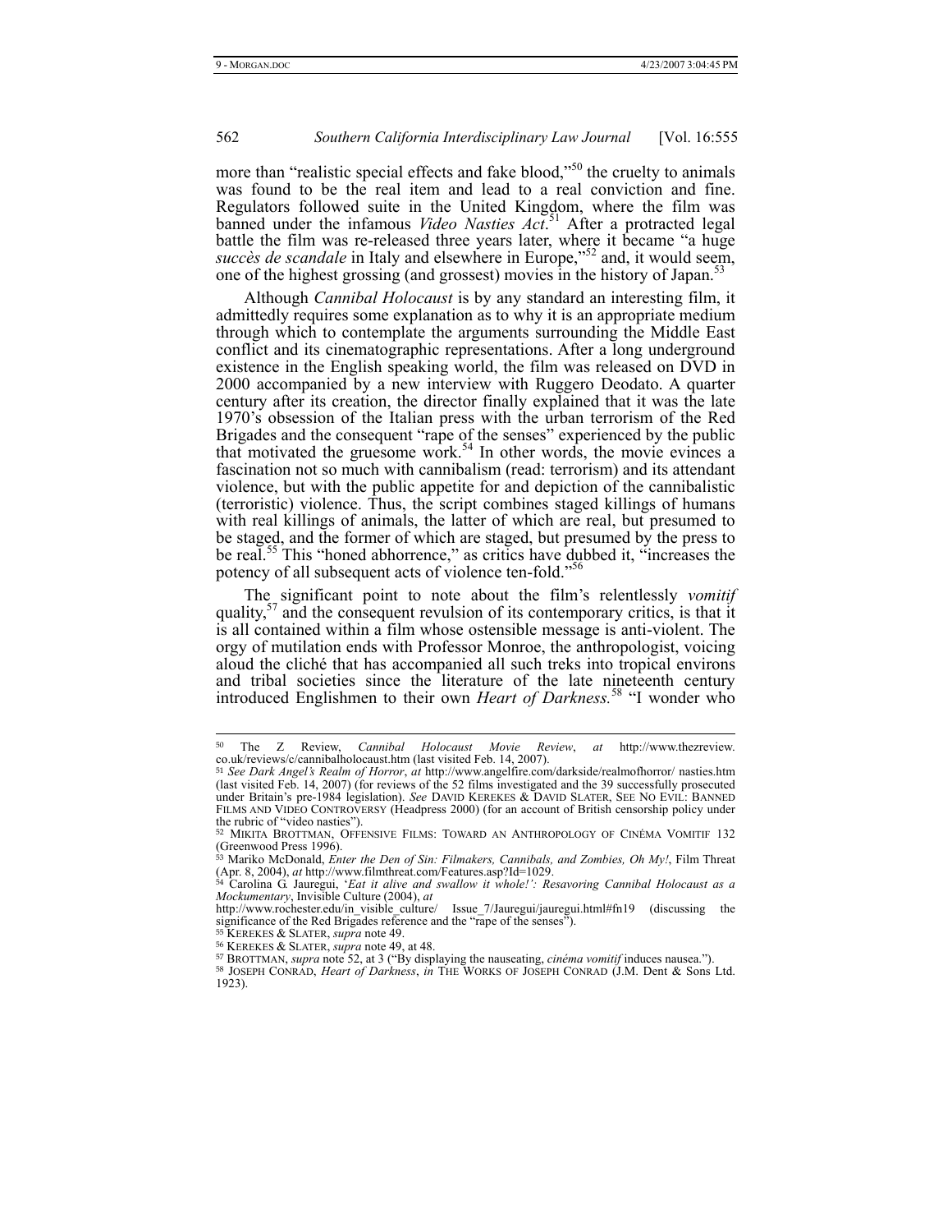more than "realistic special effects and fake blood,"[50] the cruelty to animals was found to be the real item and lead to a real conviction and fine. Regulators followed suite in the United Kingdom, where the film was banned under the infamous *Video Nasties Act*.[51] After a protracted legal battle the film was re-released three years later, where it became "a huge *succès de scandale* in Italy and elsewhere in Europe,"[52] and, it would seem, one of the highest grossing (and grossest) movies in the history of Japan.[53]

Although *Cannibal Holocaust* is by any standard an interesting film, it admittedly requires some explanation as to why it is an appropriate medium through which to contemplate the arguments surrounding the Middle East conflict and its cinematographic representations. After a long underground existence in the English speaking world, the film was released on DVD in 2000 accompanied by a new interview with Ruggero Deodato. A quarter century after its creation, the director finally explained that it was the late 1970's obsession of the Italian press with the urban terrorism of the Red Brigades and the consequent "rape of the senses" experienced by the public that motivated the gruesome work.[54] In other words, the movie evinces a fascination not so much with cannibalism (read: terrorism) and its attendant violence, but with the public appetite for and depiction of the cannibalistic (terroristic) violence. Thus, the script combines staged killings of humans with real killings of animals, the latter of which are real, but presumed to be staged, and the former of which are staged, but presumed by the press to be real.[55] This "honed abhorrence," as critics have dubbed it, "increases the potency of all subsequent acts of violence ten-fold."[56]

The significant point to note about the film's relentlessly *vomitif* quality,[57] and the consequent revulsion of its contemporary critics, is that it is all contained within a film whose ostensible message is anti-violent. The orgy of mutilation ends with Professor Monroe, the anthropologist, voicing aloud the cliché that has accompanied all such treks into tropical environs and tribal societies since the literature of the late nineteenth century introduced Englishmen to their own *Heart of Darkness*.[58] "I wonder who

---

[50] The Z Review, *Cannibal Holocaust Movie Review*, *at* http://www.thezreview.co.uk/reviews/c/cannibalholocaust.htm (last visited Feb. 14, 2007).

[51] *See Dark Angel's Realm of Horror*, *at* http://www.angelfire.com/darkside/realmofhorror/ nasties.htm (last visited Feb. 14, 2007) (for reviews of the 52 films investigated and the 39 successfully prosecuted under Britain's pre-1984 legislation). *See* DAVID KEREKES & DAVID SLATER, SEE NO EVIL: BANNED FILMS AND VIDEO CONTROVERSY (Headpress 2000) (for an account of British censorship policy under the rubric of "video nasties").

[52] MIKITA BROTTMAN, OFFENSIVE FILMS: TOWARD AN ANTHROPOLOGY OF CINÉMA VOMITIF 132 (Greenwood Press 1996).

[53] Mariko McDonald, *Enter the Den of Sin: Filmakers, Cannibals, and Zombies, Oh My!*, Film Threat (Apr. 8, 2004), *at* http://www.filmthreat.com/Features.asp?Id=1029.

[54] Carolina G. Jauregui, '*Eat it alive and swallow it whole!': Resavoring Cannibal Holocaust as a Mockumentary*, Invisible Culture (2004), *at* http://www.rochester.edu/in_visible_culture/ Issue_7/Jauregui/jauregui.html#fn19 (discussing the significance of the Red Brigades reference and the "rape of the senses").

[55] KEREKES & SLATER, *supra* note 49.

[56] KEREKES & SLATER, *supra* note 49, at 48.

[57] BROTTMAN, *supra* note 52, at 3 ("By displaying the nauseating, *cinéma vomitif* induces nausea.").

[58] JOSEPH CONRAD, *Heart of Darkness*, *in* THE WORKS OF JOSEPH CONRAD (J.M. Dent & Sons Ltd. 1923).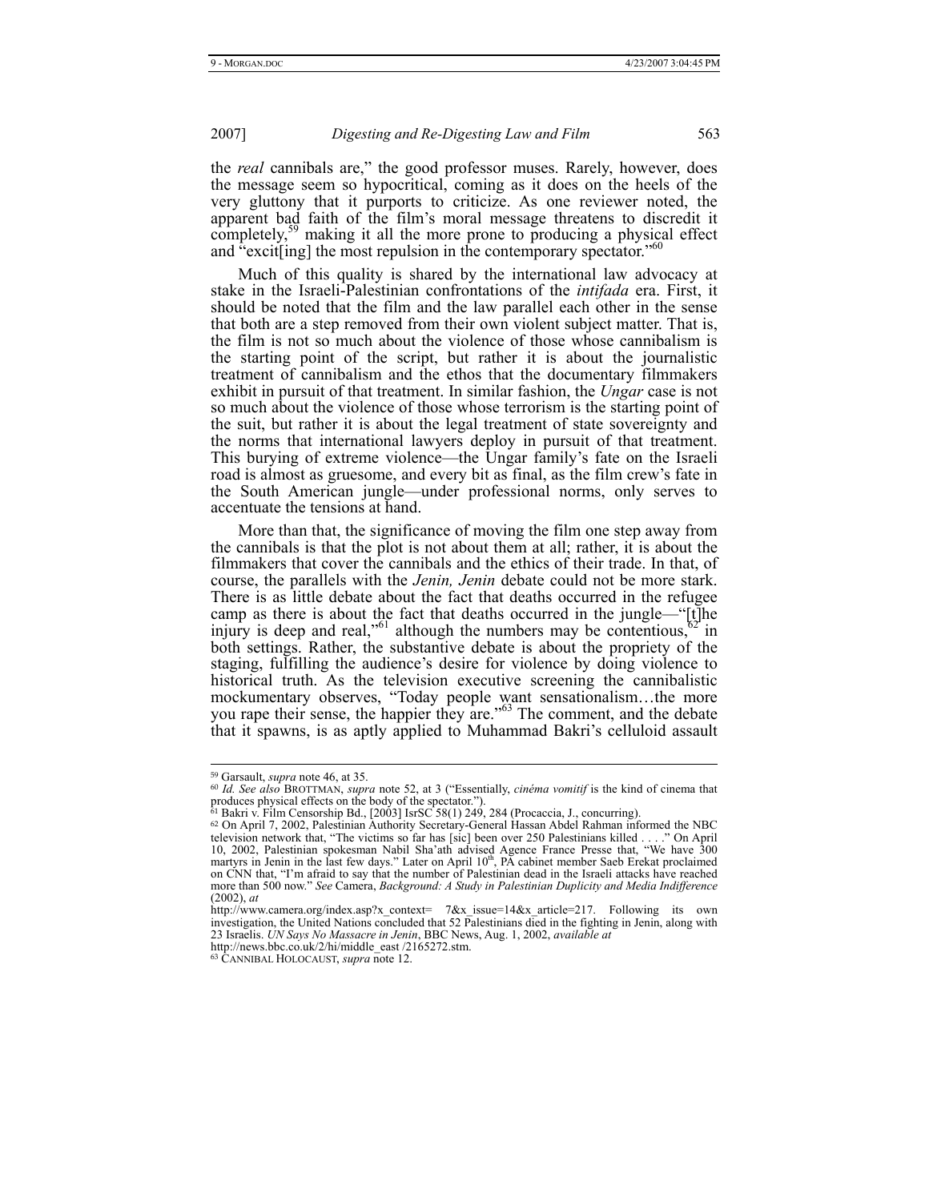the *real* cannibals are," the good professor muses. Rarely, however, does the message seem so hypocritical, coming as it does on the heels of the very gluttony that it purports to criticize. As one reviewer noted, the apparent bad faith of the film's moral message threatens to discredit it completely,[59] making it all the more prone to producing a physical effect and "excit[ing] the most repulsion in the contemporary spectator."[60]

Much of this quality is shared by the international law advocacy at stake in the Israeli-Palestinian confrontations of the *intifada* era. First, it should be noted that the film and the law parallel each other in the sense that both are a step removed from their own violent subject matter. That is, the film is not so much about the violence of those whose cannibalism is the starting point of the script, but rather it is about the journalistic treatment of cannibalism and the ethos that the documentary filmmakers exhibit in pursuit of that treatment. In similar fashion, the *Ungar* case is not so much about the violence of those whose terrorism is the starting point of the suit, but rather it is about the legal treatment of state sovereignty and the norms that international lawyers deploy in pursuit of that treatment. This burying of extreme violence—the Ungar family's fate on the Israeli road is almost as gruesome, and every bit as final, as the film crew's fate in the South American jungle—under professional norms, only serves to accentuate the tensions at hand.

More than that, the significance of moving the film one step away from the cannibals is that the plot is not about them at all; rather, it is about the filmmakers that cover the cannibals and the ethics of their trade. In that, of course, the parallels with the *Jenin, Jenin* debate could not be more stark. There is as little debate about the fact that deaths occurred in the refugee camp as there is about the fact that deaths occurred in the jungle—"[t]he injury is deep and real,"[61] although the numbers may be contentious,[62] in both settings. Rather, the substantive debate is about the propriety of the staging, fulfilling the audience's desire for violence by doing violence to historical truth. As the television executive screening the cannibalistic mockumentary observes, "Today people want sensationalism…the more you rape their sense, the happier they are."[63] The comment, and the debate that it spawns, is as aptly applied to Muhammad Bakri's celluloid assault

---

[59] Garsault, *supra* note 46, at 35.

[60] *Id. See also* BROTTMAN, *supra* note 52, at 3 ("Essentially, *cinéma vomitif* is the kind of cinema that produces physical effects on the body of the spectator.").

[61] Bakri v. Film Censorship Bd., [2003] IsrSC 58(1) 249, 284 (Procaccia, J., concurring).

[62] On April 7, 2002, Palestinian Authority Secretary-General Hassan Abdel Rahman informed the NBC television network that, "The victims so far has [sic] been over 250 Palestinians killed . . . ." On April 10, 2002, Palestinian spokesman Nabil Sha'ath advised Agence France Presse that, "We have 300 martyrs in Jenin in the last few days." Later on April 10th, PA cabinet member Saeb Erekat proclaimed on CNN that, "I'm afraid to say that the number of Palestinian dead in the Israeli attacks have reached more than 500 now." *See* Camera, *Background: A Study in Palestinian Duplicity and Media Indifference* (2002), *at* http://www.camera.org/index.asp?x_context= 7&x_issue=14&x_article=217. Following its own investigation, the United Nations concluded that 52 Palestinians died in the fighting in Jenin, along with 23 Israelis. *UN Says No Massacre in Jenin*, BBC News, Aug. 1, 2002, *available at* http://news.bbc.co.uk/2/hi/middle_east /2165272.stm.

[63] CANNIBAL HOLOCAUST, *supra* note 12.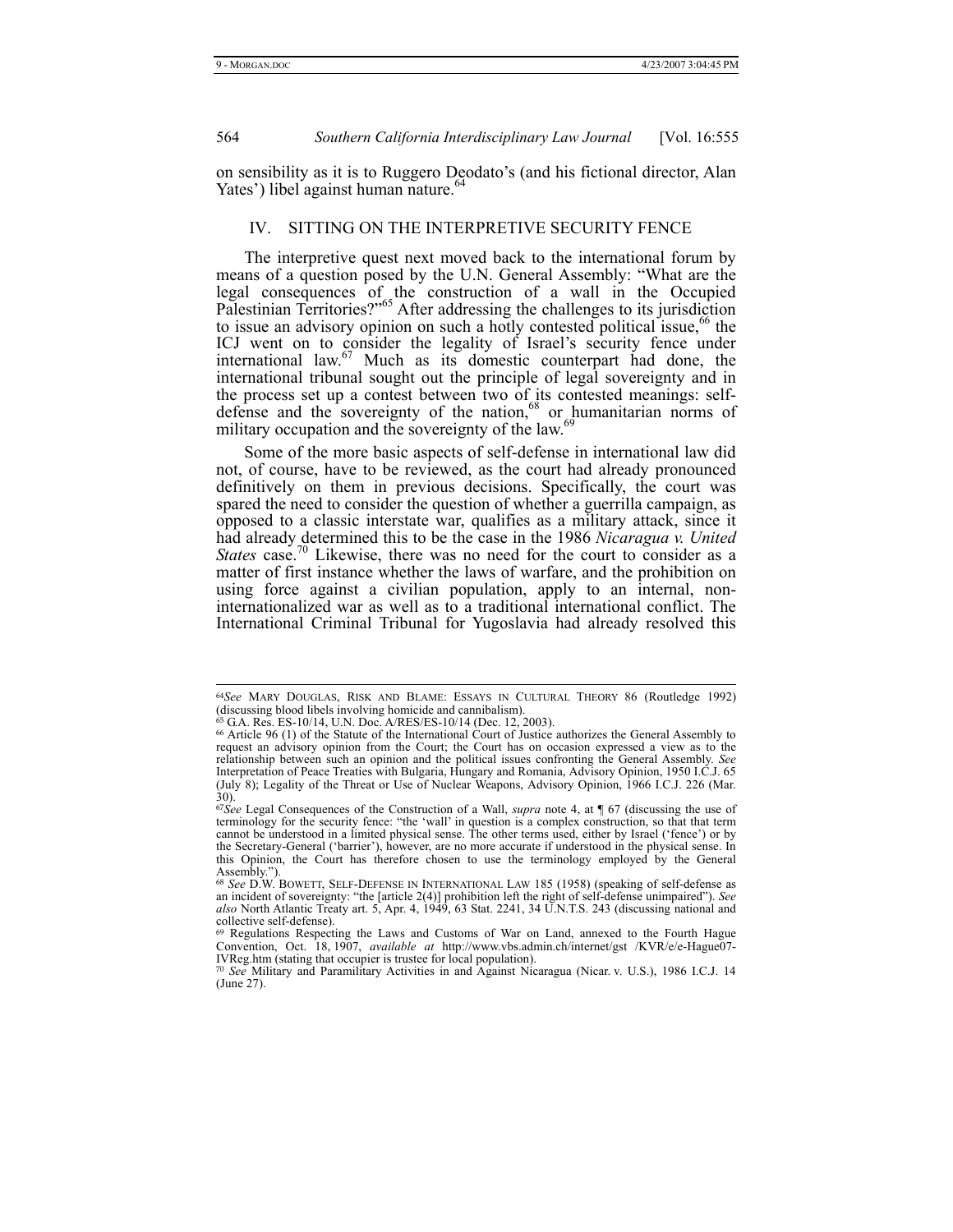on sensibility as it is to Ruggero Deodato's (and his fictional director, Alan Yates') libel against human nature.[64]

## IV. SITTING ON THE INTERPRETIVE SECURITY FENCE

The interpretive quest next moved back to the international forum by means of a question posed by the U.N. General Assembly: "What are the legal consequences of the construction of a wall in the Occupied Palestinian Territories?"[65] After addressing the challenges to its jurisdiction to issue an advisory opinion on such a hotly contested political issue,[66] the ICJ went on to consider the legality of Israel's security fence under international law.[67] Much as its domestic counterpart had done, the international tribunal sought out the principle of legal sovereignty and in the process set up a contest between two of its contested meanings: self-defense and the sovereignty of the nation,[68] or humanitarian norms of military occupation and the sovereignty of the law.[69]

Some of the more basic aspects of self-defense in international law did not, of course, have to be reviewed, as the court had already pronounced definitively on them in previous decisions. Specifically, the court was spared the need to consider the question of whether a guerrilla campaign, as opposed to a classic interstate war, qualifies as a military attack, since it had already determined this to be the case in the 1986 *Nicaragua v. United States* case.[70] Likewise, there was no need for the court to consider as a matter of first instance whether the laws of warfare, and the prohibition on using force against a civilian population, apply to an internal, non-internationalized war as well as to a traditional international conflict. The International Criminal Tribunal for Yugoslavia had already resolved this

---

[64] *See* MARY DOUGLAS, RISK AND BLAME: ESSAYS IN CULTURAL THEORY 86 (Routledge 1992) (discussing blood libels involving homicide and cannibalism).

[65] G.A. Res. ES-10/14, U.N. Doc. A/RES/ES-10/14 (Dec. 12, 2003).

[66] Article 96 (1) of the Statute of the International Court of Justice authorizes the General Assembly to request an advisory opinion from the Court; the Court has on occasion expressed a view as to the relationship between such an opinion and the political issues confronting the General Assembly. *See* Interpretation of Peace Treaties with Bulgaria, Hungary and Romania, Advisory Opinion, 1950 I.C.J. 65 (July 8); Legality of the Threat or Use of Nuclear Weapons, Advisory Opinion, 1966 I.C.J. 226 (Mar. 30).

[67] *See* Legal Consequences of the Construction of a Wall, *supra* note 4, at ¶ 67 (discussing the use of terminology for the security fence: "the 'wall' in question is a complex construction, so that that term cannot be understood in a limited physical sense. The other terms used, either by Israel ('fence') or by the Secretary-General ('barrier'), however, are no more accurate if understood in the physical sense. In this Opinion, the Court has therefore chosen to use the terminology employed by the General Assembly.").

[68] *See* D.W. BOWETT, SELF-DEFENSE IN INTERNATIONAL LAW 185 (1958) (speaking of self-defense as an incident of sovereignty: "the [article 2(4)] prohibition left the right of self-defense unimpaired"). *See also* North Atlantic Treaty art. 5, Apr. 4, 1949, 63 Stat. 2241, 34 U.N.T.S. 243 (discussing national and collective self-defense).

[69] Regulations Respecting the Laws and Customs of War on Land, annexed to the Fourth Hague Convention, Oct. 18, 1907, *available at* http://www.vbs.admin.ch/internet/gst /KVR/e/e-Hague07-IVReg.htm (stating that occupier is trustee for local population).

[70] *See* Military and Paramilitary Activities in and Against Nicaragua (Nicar. v. U.S.), 1986 I.C.J. 14 (June 27).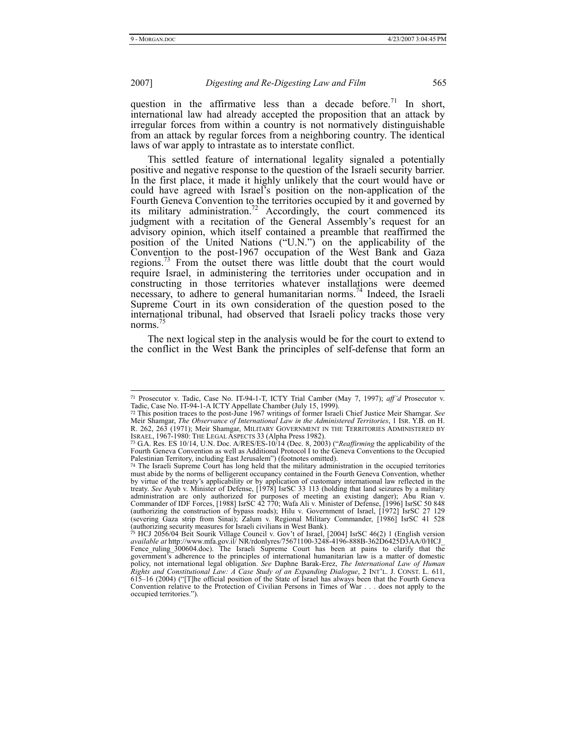question in the affirmative less than a decade before.[71] In short, international law had already accepted the proposition that an attack by irregular forces from within a country is not normatively distinguishable from an attack by regular forces from a neighboring country. The identical laws of war apply to intrastate as to interstate conflict.

This settled feature of international legality signaled a potentially positive and negative response to the question of the Israeli security barrier. In the first place, it made it highly unlikely that the court would have or could have agreed with Israel's position on the non-application of the Fourth Geneva Convention to the territories occupied by it and governed by its military administration.[72] Accordingly, the court commenced its judgment with a recitation of the General Assembly's request for an advisory opinion, which itself contained a preamble that reaffirmed the position of the United Nations ("U.N.") on the applicability of the Convention to the post-1967 occupation of the West Bank and Gaza regions.[73] From the outset there was little doubt that the court would require Israel, in administering the territories under occupation and in constructing in those territories whatever installations were deemed necessary, to adhere to general humanitarian norms.[74] Indeed, the Israeli Supreme Court in its own consideration of the question posed to the international tribunal, had observed that Israeli policy tracks those very norms.[75]

The next logical step in the analysis would be for the court to extend to the conflict in the West Bank the principles of self-defense that form an

---

[71] Prosecutor v. Tadic, Case No. IT-94-1-T, ICTY Trial Camber (May 7, 1997); *aff'd* Prosecutor v. Tadic, Case No. IT-94-1-A ICTY Appellate Chamber (July 15, 1999).

[72] This position traces to the post-June 1967 writings of former Israeli Chief Justice Meir Shamgar. *See* Meir Shamgar, *The Observance of International Law in the Administered Territories*, 1 ISR. Y.B. on H. R. 262, 263 (1971); Meir Shamgar, MILITARY GOVERNMENT IN THE TERRITORIES ADMINISTERED BY ISRAEL, 1967-1980: THE LEGAL ASPECTS 33 (Alpha Press 1982).

[73] G.A. Res. ES 10/14, U.N. Doc. A/RES/ES-10/14 (Dec. 8, 2003) ("*Reaffirming* the applicability of the Fourth Geneva Convention as well as Additional Protocol I to the Geneva Conventions to the Occupied Palestinian Territory, including East Jerusalem") (footnotes omitted).

[74] The Israeli Supreme Court has long held that the military administration in the occupied territories must abide by the norms of belligerent occupancy contained in the Fourth Geneva Convention, whether by virtue of the treaty's applicability or by application of customary international law reflected in the treaty. *See* Ayub v. Minister of Defense, [1978] IsrSC 33 113 (holding that land seizures by a military administration are only authorized for purposes of meeting an existing danger); Abu Rian v. Commander of IDF Forces, [1988] IsrSC 42 770; Wafa Ali v. Minister of Defense, [1996] IsrSC 50 848 (authorizing the construction of bypass roads); Hilu v. Government of Israel, [1972] IsrSC 27 129 (severing Gaza strip from Sinai); Zalum v. Regional Military Commander, [1986] IsrSC 41 528 (authorizing security measures for Israeli civilians in West Bank).

[75] HCJ 2056/04 Beit Sourik Village Council v. Gov't of Israel, [2004] IsrSC 46(2) 1 (English version *available at* http://www.mfa.gov.il/ NR/rdonlyres/75671100-3248-4196-888B-362D6425D3AA/0/HCJ_Fence_ruling_300604.doc). The Israeli Supreme Court has been at pains to clarify that the government's adherence to the principles of international humanitarian law is a matter of domestic policy, not international legal obligation. *See* Daphne Barak-Erez, *The International Law of Human Rights and Constitutional Law: A Case Study of an Expanding Dialogue*, 2 INT'L. J. CONST. L. 611, 615–16 (2004) ("[T]he official position of the State of Israel has always been that the Fourth Geneva Convention relative to the Protection of Civilian Persons in Times of War . . . does not apply to the occupied territories.").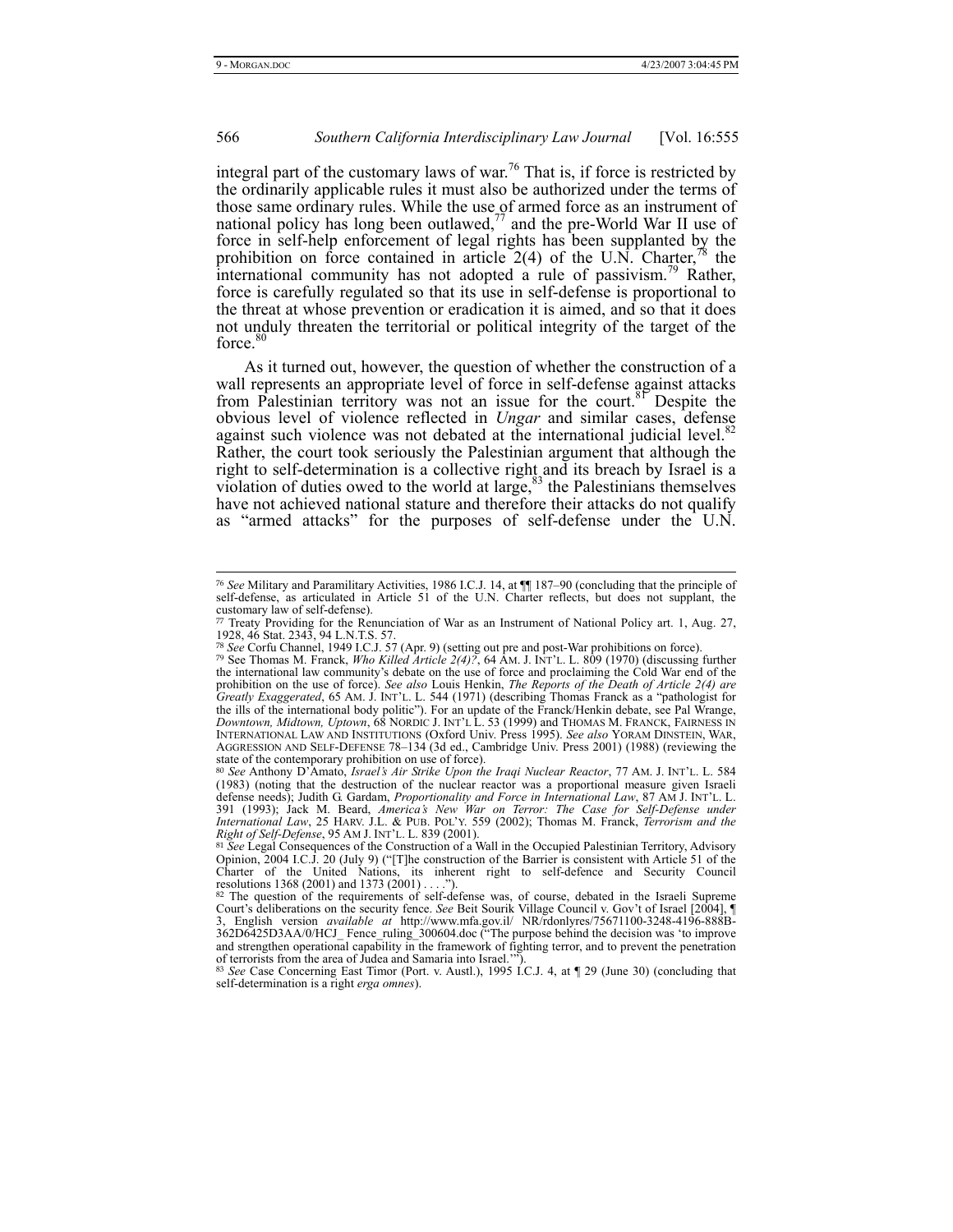integral part of the customary laws of war.[76] That is, if force is restricted by the ordinarily applicable rules it must also be authorized under the terms of those same ordinary rules. While the use of armed force as an instrument of national policy has long been outlawed,[77] and the pre-World War II use of force in self-help enforcement of legal rights has been supplanted by the prohibition on force contained in article 2(4) of the U.N. Charter,[78] the international community has not adopted a rule of passivism.[79] Rather, force is carefully regulated so that its use in self-defense is proportional to the threat at whose prevention or eradication it is aimed, and so that it does not unduly threaten the territorial or political integrity of the target of the force.[80]

As it turned out, however, the question of whether the construction of a wall represents an appropriate level of force in self-defense against attacks from Palestinian territory was not an issue for the court.[81] Despite the obvious level of violence reflected in *Ungar* and similar cases, defense against such violence was not debated at the international judicial level.[82] Rather, the court took seriously the Palestinian argument that although the right to self-determination is a collective right and its breach by Israel is a violation of duties owed to the world at large,[83] the Palestinians themselves have not achieved national stature and therefore their attacks do not qualify as "armed attacks" for the purposes of self-defense under the U.N.

---

[76] *See* Military and Paramilitary Activities, 1986 I.C.J. 14, at ¶¶ 187–90 (concluding that the principle of self-defense, as articulated in Article 51 of the U.N. Charter reflects, but does not supplant, the customary law of self-defense).

[77] Treaty Providing for the Renunciation of War as an Instrument of National Policy art. 1, Aug. 27, 1928, 46 Stat. 2343, 94 L.N.T.S. 57.

[78] *See* Corfu Channel, 1949 I.C.J. 57 (Apr. 9) (setting out pre and post-War prohibitions on force).

[79] See Thomas M. Franck, *Who Killed Article 2(4)?*, 64 AM. J. INT'L. L. 809 (1970) (discussing further the international law community's debate on the use of force and proclaiming the Cold War end of the prohibition on the use of force). *See also* Louis Henkin, *The Reports of the Death of Article 2(4) are Greatly Exaggerated*, 65 AM. J. INT'L. L. 544 (1971) (describing Thomas Franck as a "pathologist for the ills of the international body politic"). For an update of the Franck/Henkin debate, see Pal Wrange, *Downtown, Midtown, Uptown*, 68 NORDIC J. INT'L L. 53 (1999) and THOMAS M. FRANCK, FAIRNESS IN INTERNATIONAL LAW AND INSTITUTIONS (Oxford Univ. Press 1995). *See also* YORAM DINSTEIN, WAR, AGGRESSION AND SELF-DEFENSE 78–134 (3d ed., Cambridge Univ. Press 2001) (1988) (reviewing the state of the contemporary prohibition on use of force).

[80] *See* Anthony D'Amato, *Israel's Air Strike Upon the Iraqi Nuclear Reactor*, 77 AM. J. INT'L. L. 584 (1983) (noting that the destruction of the nuclear reactor was a proportional measure given Israeli defense needs); Judith G. Gardam, *Proportionality and Force in International Law*, 87 AM J. INT'L. L. 391 (1993); Jack M. Beard, *America's New War on Terror: The Case for Self-Defense under International Law*, 25 HARV. J.L. & PUB. POL'Y. 559 (2002); Thomas M. Franck, *Terrorism and the Right of Self-Defense*, 95 AM J. INT'L. L. 839 (2001).

[81] *See* Legal Consequences of the Construction of a Wall in the Occupied Palestinian Territory, Advisory Opinion, 2004 I.C.J. 20 (July 9) ("[T]he construction of the Barrier is consistent with Article 51 of the Charter of the United Nations, its inherent right to self-defence and Security Council resolutions 1368 (2001) and 1373 (2001) . . . .").

[82] The question of the requirements of self-defense was, of course, debated in the Israeli Supreme Court's deliberations on the security fence. *See* Beit Sourik Village Council v. Gov't of Israel [2004], ¶ 3, English version *available at* http://www.mfa.gov.il/ NR/rdonlyres/75671100-3248-4196-888B-362D6425D3AA/0/HCJ_ Fence_ruling_300604.doc ("The purpose behind the decision was 'to improve and strengthen operational capability in the framework of fighting terror, and to prevent the penetration of terrorists from the area of Judea and Samaria into Israel.'").

[83] *See* Case Concerning East Timor (Port. v. Austl.), 1995 I.C.J. 4, at ¶ 29 (June 30) (concluding that self-determination is a right *erga omnes*).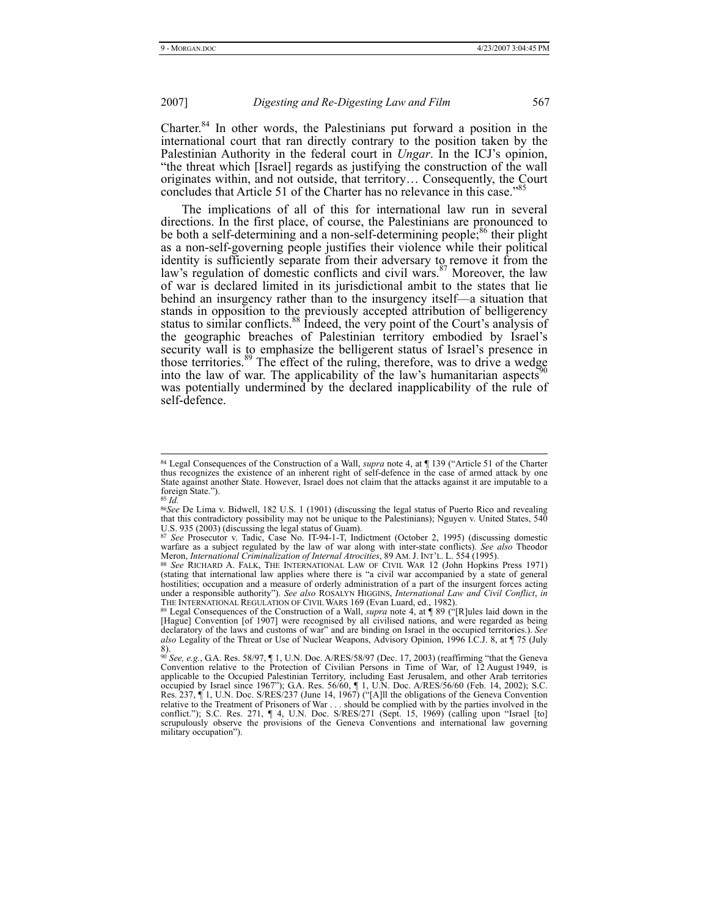Charter.[84] In other words, the Palestinians put forward a position in the international court that ran directly contrary to the position taken by the Palestinian Authority in the federal court in *Ungar*. In the ICJ's opinion, "the threat which [Israel] regards as justifying the construction of the wall originates within, and not outside, that territory… Consequently, the Court concludes that Article 51 of the Charter has no relevance in this case."[85]

The implications of all of this for international law run in several directions. In the first place, of course, the Palestinians are pronounced to be both a self-determining and a non-self-determining people;[86] their plight as a non-self-governing people justifies their violence while their political identity is sufficiently separate from their adversary to remove it from the law's regulation of domestic conflicts and civil wars.[87] Moreover, the law of war is declared limited in its jurisdictional ambit to the states that lie behind an insurgency rather than to the insurgency itself—a situation that stands in opposition to the previously accepted attribution of belligerency status to similar conflicts.[88] Indeed, the very point of the Court's analysis of the geographic breaches of Palestinian territory embodied by Israel's security wall is to emphasize the belligerent status of Israel's presence in those territories.[89] The effect of the ruling, therefore, was to drive a wedge into the law of war. The applicability of the law's humanitarian aspects[90] was potentially undermined by the declared inapplicability of the rule of self-defence.

---

[84] Legal Consequences of the Construction of a Wall, *supra* note 4, at ¶ 139 ("Article 51 of the Charter thus recognizes the existence of an inherent right of self-defence in the case of armed attack by one State against another State. However, Israel does not claim that the attacks against it are imputable to a foreign State.").

[85] *Id.*

[86] *See* De Lima v. Bidwell, 182 U.S. 1 (1901) (discussing the legal status of Puerto Rico and revealing that this contradictory possibility may not be unique to the Palestinians); Nguyen v. United States, 540 U.S. 935 (2003) (discussing the legal status of Guam).

[87] *See* Prosecutor v. Tadic, Case No. IT-94-1-T, Indictment (October 2, 1995) (discussing domestic warfare as a subject regulated by the law of war along with inter-state conflicts). *See also* Theodor Meron, *International Criminalization of Internal Atrocities*, 89 AM. J. INT'L. L. 554 (1995).

[88] *See* RICHARD A. FALK, THE INTERNATIONAL LAW OF CIVIL WAR 12 (John Hopkins Press 1971) (stating that international law applies where there is "a civil war accompanied by a state of general hostilities; occupation and a measure of orderly administration of a part of the insurgent forces acting under a responsible authority"). *See also* ROSALYN HIGGINS, *International Law and Civil Conflict*, *in* THE INTERNATIONAL REGULATION OF CIVIL WARS 169 (Evan Luard, ed., 1982).

[89] Legal Consequences of the Construction of a Wall, *supra* note 4, at ¶ 89 ("[R]ules laid down in the [Hague] Convention [of 1907] were recognised by all civilised nations, and were regarded as being declaratory of the laws and customs of war" and are binding on Israel in the occupied territories.). *See also* Legality of the Threat or Use of Nuclear Weapons, Advisory Opinion, 1996 I.C.J. 8, at ¶ 75 (July 8).

[90] *See, e.g.*, G.A. Res. 58/97, ¶ 1, U.N. Doc. A/RES/58/97 (Dec. 17, 2003) (reaffirming "that the Geneva Convention relative to the Protection of Civilian Persons in Time of War, of 12 August 1949, is applicable to the Occupied Palestinian Territory, including East Jerusalem, and other Arab territories occupied by Israel since 1967"); G.A. Res. 56/60, ¶ 1, U.N. Doc. A/RES/56/60 (Feb. 14, 2002); S.C. Res. 237, ¶ 1, U.N. Doc. S/RES/237 (June 14, 1967) ("[A]ll the obligations of the Geneva Convention relative to the Treatment of Prisoners of War . . . should be complied with by the parties involved in the conflict."); S.C. Res. 271, ¶ 4, U.N. Doc. S/RES/271 (Sept. 15, 1969) (calling upon "Israel [to] scrupulously observe the provisions of the Geneva Conventions and international law governing military occupation").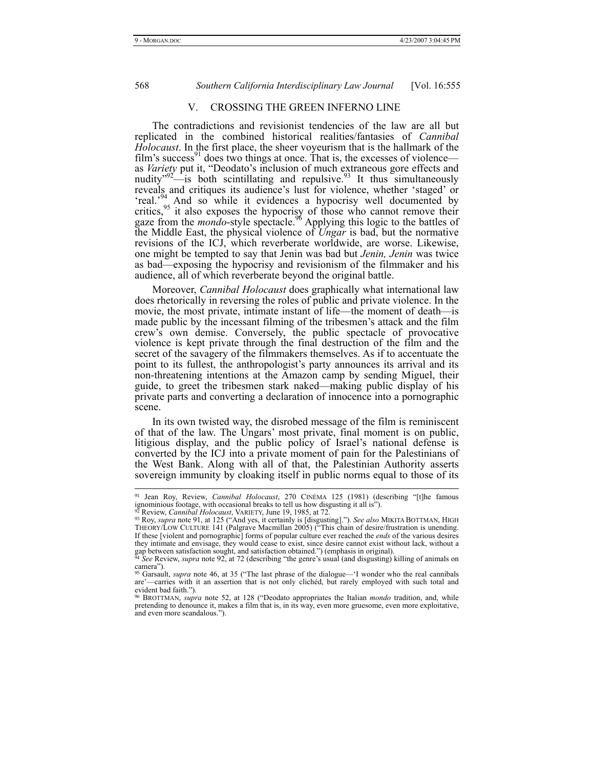## V. CROSSING THE GREEN INFERNO LINE

The contradictions and revisionist tendencies of the law are all but replicated in the combined historical realities/fantasies of *Cannibal Holocaust*. In the first place, the sheer voyeurism that is the hallmark of the film's success[91] does two things at once. That is, the excesses of violence—as *Variety* put it, "Deodato's inclusion of much extraneous gore effects and nudity"[92]—is both scintillating and repulsive.[93] It thus simultaneously reveals and critiques its audience's lust for violence, whether 'staged' or 'real.'[94] And so while it evidences a hypocrisy well documented by critics,[95] it also exposes the hypocrisy of those who cannot remove their gaze from the *mondo*-style spectacle.[96] Applying this logic to the battles of the Middle East, the physical violence of *Ungar* is bad, but the normative revisions of the ICJ, which reverberate worldwide, are worse. Likewise, one might be tempted to say that Jenin was bad but *Jenin, Jenin* was twice as bad—exposing the hypocrisy and revisionism of the filmmaker and his audience, all of which reverberate beyond the original battle.

Moreover, *Cannibal Holocaust* does graphically what international law does rhetorically in reversing the roles of public and private violence. In the movie, the most private, intimate instant of life—the moment of death—is made public by the incessant filming of the tribesmen's attack and the film crew's own demise. Conversely, the public spectacle of provocative violence is kept private through the final destruction of the film and the secret of the savagery of the filmmakers themselves. As if to accentuate the point to its fullest, the anthropologist's party announces its arrival and its non-threatening intentions at the Amazon camp by sending Miguel, their guide, to greet the tribesmen stark naked—making public display of his private parts and converting a declaration of innocence into a pornographic scene.

In its own twisted way, the disrobed message of the film is reminiscent of that of the law. The Ungars' most private, final moment is on public, litigious display, and the public policy of Israel's national defense is converted by the ICJ into a private moment of pain for the Palestinians of the West Bank. Along with all of that, the Palestinian Authority asserts sovereign immunity by cloaking itself in public norms equal to those of its

---

[91] Jean Roy, Review, *Cannibal Holocaust*, 270 CINÉMA 125 (1981) (describing "[t]he famous ignominious footage, with occasional breaks to tell us how disgusting it all is").

[92] Review, *Cannibal Holocaust*, VARIETY, June 19, 1985, at 72.

[93] Roy, *supra* note 91, at 125 ("And yes, it certainly is [disgusting]."). *See also* MIKITA BOTTMAN, HIGH THEORY/LOW CULTURE 141 (Palgrave Macmillan 2005) ("This chain of desire/frustration is unending. If these [violent and pornographic] forms of popular culture ever reached the *ends* of the various desires they intimate and envisage, they would cease to exist, since desire cannot exist without lack, without a gap between satisfaction sought, and satisfaction obtained.") (emphasis in original).

[94] *See* Review, *supra* note 92, at 72 (describing "the genre's usual (and disgusting) killing of animals on camera").

[95] Garsault, *supra* note 46, at 35 ("The last phrase of the dialogue—'I wonder who the real cannibals are'—carries with it an assertion that is not only clichéd, but rarely employed with such total and evident bad faith.").

[96] BROTTMAN, *supra* note 52, at 128 ("Deodato appropriates the Italian *mondo* tradition, and, while pretending to denounce it, makes a film that is, in its way, even more gruesome, even more exploitative, and even more scandalous.").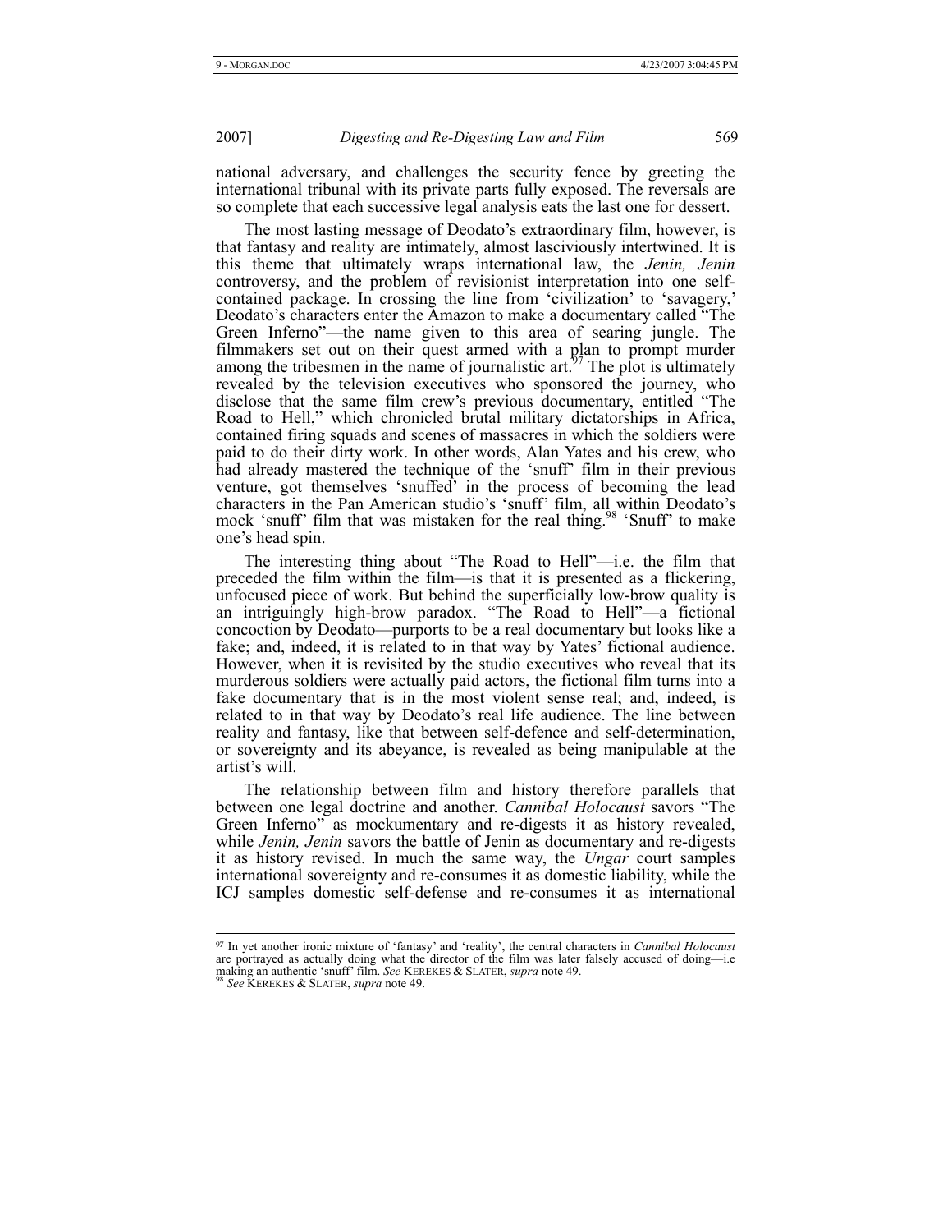national adversary, and challenges the security fence by greeting the international tribunal with its private parts fully exposed. The reversals are so complete that each successive legal analysis eats the last one for dessert.

The most lasting message of Deodato's extraordinary film, however, is that fantasy and reality are intimately, almost lasciviously intertwined. It is this theme that ultimately wraps international law, the *Jenin, Jenin* controversy, and the problem of revisionist interpretation into one self-contained package. In crossing the line from 'civilization' to 'savagery,' Deodato's characters enter the Amazon to make a documentary called "The Green Inferno"—the name given to this area of searing jungle. The filmmakers set out on their quest armed with a plan to prompt murder among the tribesmen in the name of journalistic art.[97] The plot is ultimately revealed by the television executives who sponsored the journey, who disclose that the same film crew's previous documentary, entitled "The Road to Hell," which chronicled brutal military dictatorships in Africa, contained firing squads and scenes of massacres in which the soldiers were paid to do their dirty work. In other words, Alan Yates and his crew, who had already mastered the technique of the 'snuff' film in their previous venture, got themselves 'snuffed' in the process of becoming the lead characters in the Pan American studio's 'snuff' film, all within Deodato's mock 'snuff' film that was mistaken for the real thing.[98] 'Snuff' to make one's head spin.

The interesting thing about "The Road to Hell"—i.e. the film that preceded the film within the film—is that it is presented as a flickering, unfocused piece of work. But behind the superficially low-brow quality is an intriguingly high-brow paradox. "The Road to Hell"—a fictional concoction by Deodato—purports to be a real documentary but looks like a fake; and, indeed, it is related to in that way by Yates' fictional audience. However, when it is revisited by the studio executives who reveal that its murderous soldiers were actually paid actors, the fictional film turns into a fake documentary that is in the most violent sense real; and, indeed, is related to in that way by Deodato's real life audience. The line between reality and fantasy, like that between self-defence and self-determination, or sovereignty and its abeyance, is revealed as being manipulable at the artist's will.

The relationship between film and history therefore parallels that between one legal doctrine and another. *Cannibal Holocaust* savors "The Green Inferno" as mockumentary and re-digests it as history revealed, while *Jenin, Jenin* savors the battle of Jenin as documentary and re-digests it as history revised. In much the same way, the *Ungar* court samples international sovereignty and re-consumes it as domestic liability, while the ICJ samples domestic self-defense and re-consumes it as international

---

[97] In yet another ironic mixture of 'fantasy' and 'reality', the central characters in *Cannibal Holocaust* are portrayed as actually doing what the director of the film was later falsely accused of doing—i.e making an authentic 'snuff' film. *See* KEREKES & SLATER, *supra* note 49.

[98] *See* KEREKES & SLATER, *supra* note 49.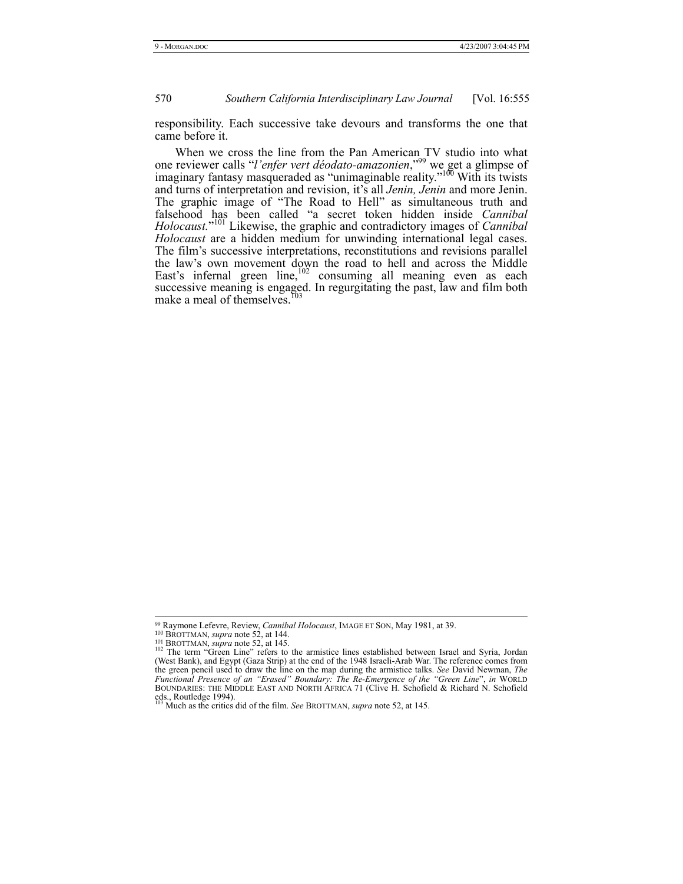responsibility. Each successive take devours and transforms the one that came before it.

When we cross the line from the Pan American TV studio into what one reviewer calls "*l'enfer vert déodato-amazonien*,"[99] we get a glimpse of imaginary fantasy masqueraded as "unimaginable reality."[100] With its twists and turns of interpretation and revision, it's all *Jenin, Jenin* and more Jenin. The graphic image of "The Road to Hell" as simultaneous truth and falsehood has been called "a secret token hidden inside *Cannibal Holocaust*."[101] Likewise, the graphic and contradictory images of *Cannibal Holocaust* are a hidden medium for unwinding international legal cases. The film's successive interpretations, reconstitutions and revisions parallel the law's own movement down the road to hell and across the Middle East's infernal green line,[102] consuming all meaning even as each successive meaning is engaged. In regurgitating the past, law and film both make a meal of themselves.[103]

---

[99] Raymone Lefevre, Review, *Cannibal Holocaust*, IMAGE ET SON, May 1981, at 39.

[100] BROTTMAN, *supra* note 52, at 144.

[101] BROTTMAN, *supra* note 52, at 145.

[102] The term "Green Line" refers to the armistice lines established between Israel and Syria, Jordan (West Bank), and Egypt (Gaza Strip) at the end of the 1948 Israeli-Arab War. The reference comes from the green pencil used to draw the line on the map during the armistice talks. *See* David Newman, *The Functional Presence of an "Erased" Boundary: The Re-Emergence of the "Green Line"*, *in* WORLD BOUNDARIES: THE MIDDLE EAST AND NORTH AFRICA 71 (Clive H. Schofield & Richard N. Schofield eds., Routledge 1994).

[103] Much as the critics did of the film. *See* BROTTMAN, *supra* note 52, at 145.